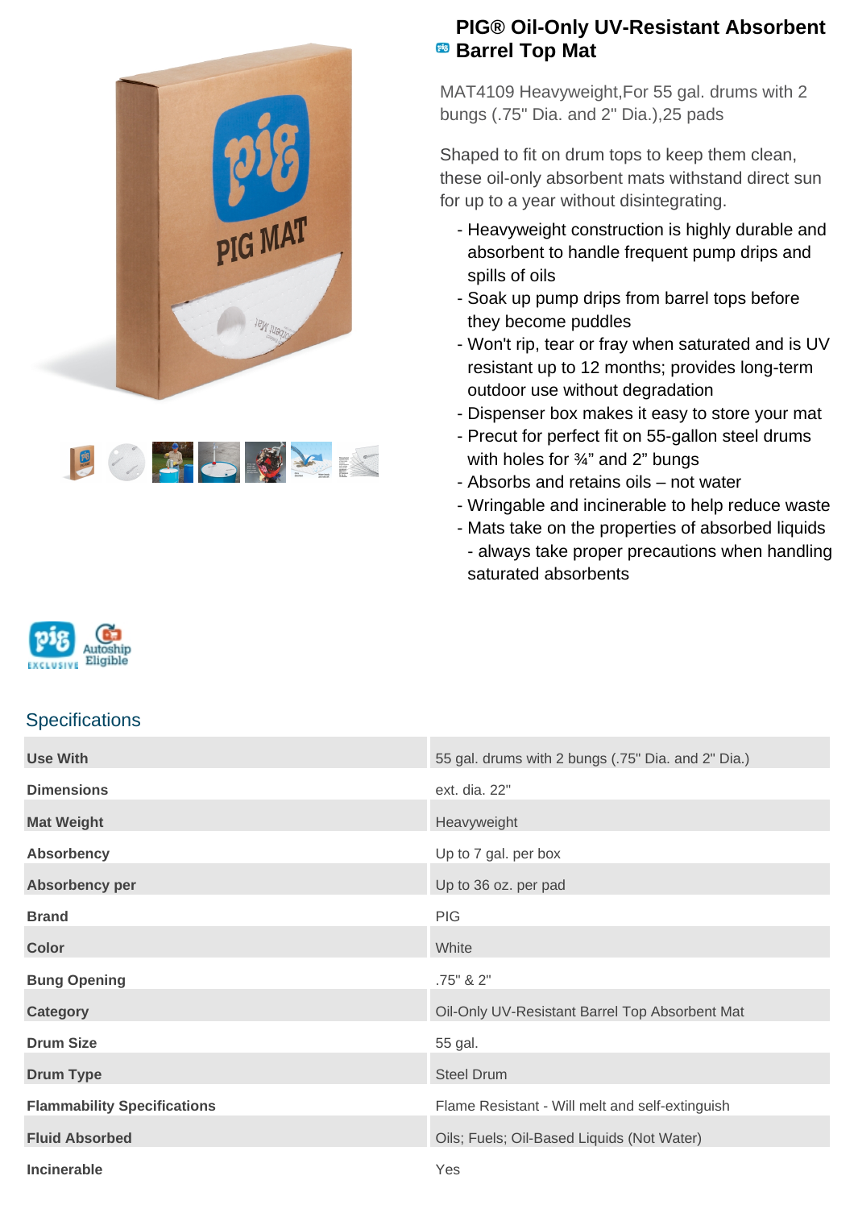# PIG® Oil-Only UV-Resistant Absorbent Barrel Top Mat

MAT4109 Heavyweight,For 55 gal. drums with 2 bungs (.75" Dia. and 2" Dia.),25 pads

Shaped to fit on drum tops to keep them clean, these oil-only absorbent mats withstand direct sun for up to a year without disintegrating.

- Heavyweight construction is highly durable and absorbent to handle frequent pump drips and spills of oils
- Soak up pump drips from barrel tops before they become puddles
- Won't rip, tear or fray when saturated and is UV resistant up to 12 months; provides long-term outdoor use without degradation
- Dispenser box makes it easy to store your mat
- Precut for perfect fit on 55-gallon steel drums with holes for ¾" and 2" bungs
- Absorbs and retains oils – not water
- Wringable and incinerable to help reduce waste
- Mats take on the properties of absorbed liquids - always take proper precautions when handling saturated absorbents

## Specifications

| | |
|---|---|
| **Use With** | 55 gal. drums with 2 bungs (.75" Dia. and 2" Dia.) |
| **Dimensions** | ext. dia. 22" |
| **Mat Weight** | Heavyweight |
| **Absorbency** | Up to 7 gal. per box |
| **Absorbency per** | Up to 36 oz. per pad |
| **Brand** | PIG |
| **Color** | White |
| **Bung Opening** | .75" & 2" |
| **Category** | Oil-Only UV-Resistant Barrel Top Absorbent Mat |
| **Drum Size** | 55 gal. |
| **Drum Type** | Steel Drum |
| **Flammability Specifications** | Flame Resistant - Will melt and self-extinguish |
| **Fluid Absorbed** | Oils; Fuels; Oil-Based Liquids (Not Water) |
| **Incinerable** | Yes |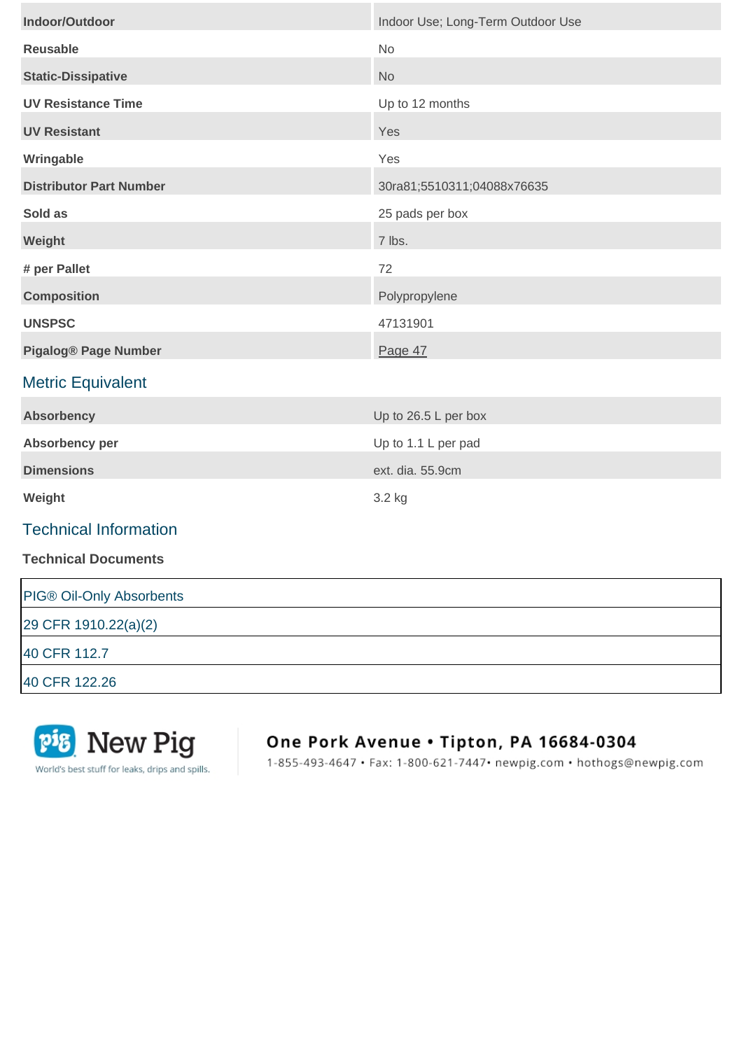| | |
|---|---|
| **Indoor/Outdoor** | Indoor Use; Long-Term Outdoor Use |
| **Reusable** | No |
| **Static-Dissipative** | No |
| **UV Resistance Time** | Up to 12 months |
| **UV Resistant** | Yes |
| **Wringable** | Yes |
| **Distributor Part Number** | 30ra81;5510311;04088x76635 |
| **Sold as** | 25 pads per box |
| **Weight** | 7 lbs. |
| **# per Pallet** | 72 |
| **Composition** | Polypropylene |
| **UNSPSC** | 47131901 |
| **Pigalog® Page Number** | Page 47 |

## Metric Equivalent

| | |
|---|---|
| **Absorbency** | Up to 26.5 L per box |
| **Absorbency per** | Up to 1.1 L per pad |
| **Dimensions** | ext. dia. 55.9cm |
| **Weight** | 3.2 kg |

## Technical Information

**Technical Documents**

| |
|---|
| PIG® Oil-Only Absorbents |
| 29 CFR 1910.22(a)(2) |
| 40 CFR 112.7 |
| 40 CFR 122.26 |

New Pig
World's best stuff for leaks, drips and spills.

One Pork Avenue • Tipton, PA 16684-0304
1-855-493-4647 • Fax: 1-800-621-7447• newpig.com • hothogs@newpig.com